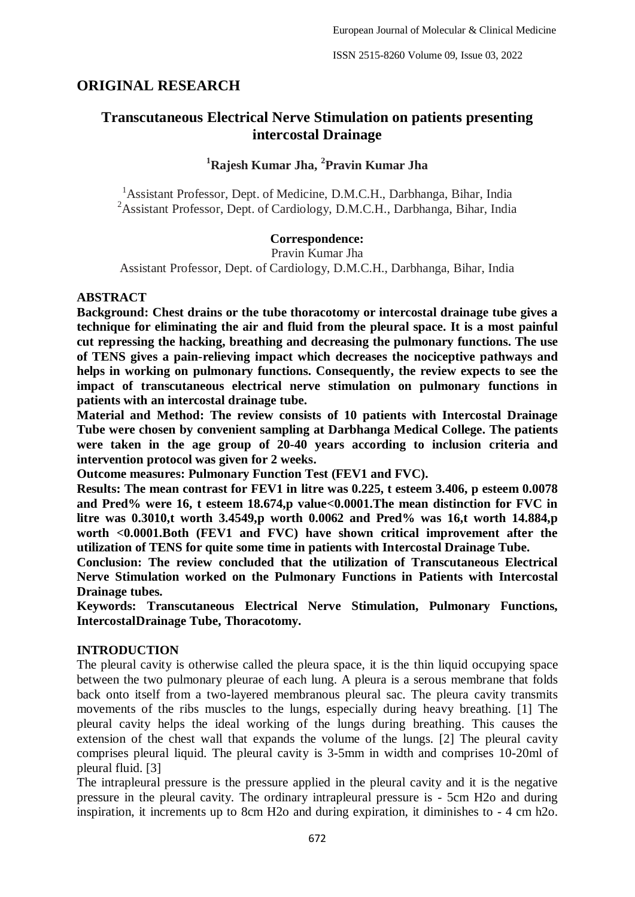## ORIGINAL RESEARCH

# Transcutaneous Electrical Nerve Stimulation on patients presenting intercostal Drainage

**[1]Rajesh Kumar Jha, [2]Pravin Kumar Jha**

[1]Assistant Professor, Dept. of Medicine, D.M.C.H., Darbhanga, Bihar, India
[2]Assistant Professor, Dept. of Cardiology, D.M.C.H., Darbhanga, Bihar, India

**Correspondence:**
Pravin Kumar Jha
Assistant Professor, Dept. of Cardiology, D.M.C.H., Darbhanga, Bihar, India

### ABSTRACT

**Background: Chest drains or the tube thoracotomy or intercostal drainage tube gives a technique for eliminating the air and fluid from the pleural space. It is a most painful cut repressing the hacking, breathing and decreasing the pulmonary functions. The use of TENS gives a pain-relieving impact which decreases the nociceptive pathways and helps in working on pulmonary functions. Consequently, the review expects to see the impact of transcutaneous electrical nerve stimulation on pulmonary functions in patients with an intercostal drainage tube.**

**Material and Method: The review consists of 10 patients with Intercostal Drainage Tube were chosen by convenient sampling at Darbhanga Medical College. The patients were taken in the age group of 20-40 years according to inclusion criteria and intervention protocol was given for 2 weeks.**

**Outcome measures: Pulmonary Function Test (FEV1 and FVC).**

**Results: The mean contrast for FEV1 in litre was 0.225, t esteem 3.406, p esteem 0.0078 and Pred% were 16, t esteem 18.674,p value<0.0001.The mean distinction for FVC in litre was 0.3010,t worth 3.4549,p worth 0.0062 and Pred% was 16,t worth 14.884,p worth <0.0001.Both (FEV1 and FVC) have shown critical improvement after the utilization of TENS for quite some time in patients with Intercostal Drainage Tube.**

**Conclusion: The review concluded that the utilization of Transcutaneous Electrical Nerve Stimulation worked on the Pulmonary Functions in Patients with Intercostal Drainage tubes.**

**Keywords: Transcutaneous Electrical Nerve Stimulation, Pulmonary Functions, IntercostalDrainage Tube, Thoracotomy.**

### INTRODUCTION

The pleural cavity is otherwise called the pleura space, it is the thin liquid occupying space between the two pulmonary pleurae of each lung. A pleura is a serous membrane that folds back onto itself from a two-layered membranous pleural sac. The pleura cavity transmits movements of the ribs muscles to the lungs, especially during heavy breathing. [1] The pleural cavity helps the ideal working of the lungs during breathing. This causes the extension of the chest wall that expands the volume of the lungs. [2] The pleural cavity comprises pleural liquid. The pleural cavity is 3-5mm in width and comprises 10-20ml of pleural fluid. [3]

The intrapleural pressure is the pressure applied in the pleural cavity and it is the negative pressure in the pleural cavity. The ordinary intrapleural pressure is - 5cm H2o and during inspiration, it increments up to 8cm H2o and during expiration, it diminishes to - 4 cm h2o.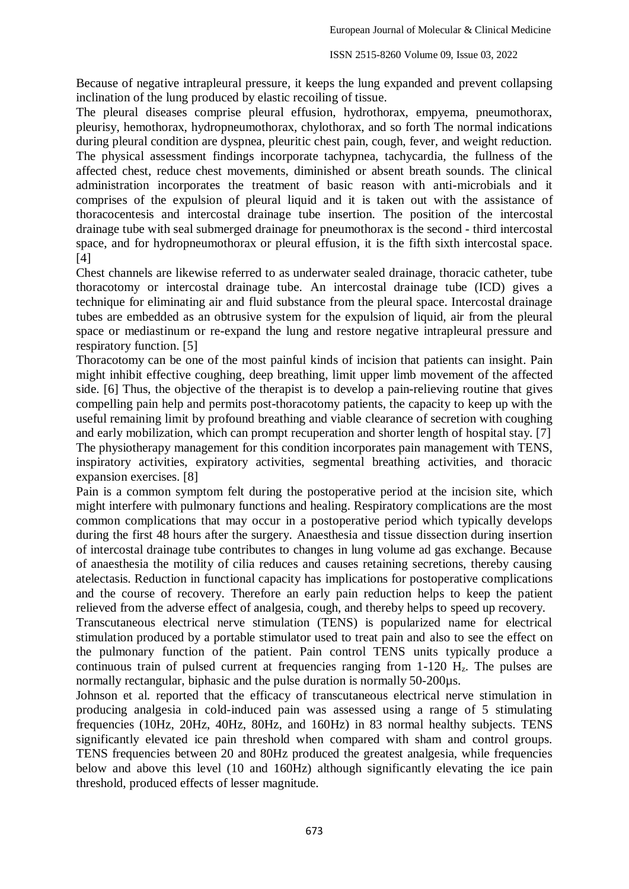Because of negative intrapleural pressure, it keeps the lung expanded and prevent collapsing inclination of the lung produced by elastic recoiling of tissue.

The pleural diseases comprise pleural effusion, hydrothorax, empyema, pneumothorax, pleurisy, hemothorax, hydropneumothorax, chylothorax, and so forth The normal indications during pleural condition are dyspnea, pleuritic chest pain, cough, fever, and weight reduction. The physical assessment findings incorporate tachypnea, tachycardia, the fullness of the affected chest, reduce chest movements, diminished or absent breath sounds. The clinical administration incorporates the treatment of basic reason with anti-microbials and it comprises of the expulsion of pleural liquid and it is taken out with the assistance of thoracocentesis and intercostal drainage tube insertion. The position of the intercostal drainage tube with seal submerged drainage for pneumothorax is the second - third intercostal space, and for hydropneumothorax or pleural effusion, it is the fifth sixth intercostal space. [4]

Chest channels are likewise referred to as underwater sealed drainage, thoracic catheter, tube thoracotomy or intercostal drainage tube. An intercostal drainage tube (ICD) gives a technique for eliminating air and fluid substance from the pleural space. Intercostal drainage tubes are embedded as an obtrusive system for the expulsion of liquid, air from the pleural space or mediastinum or re-expand the lung and restore negative intrapleural pressure and respiratory function. [5]

Thoracotomy can be one of the most painful kinds of incision that patients can insight. Pain might inhibit effective coughing, deep breathing, limit upper limb movement of the affected side. [6] Thus, the objective of the therapist is to develop a pain-relieving routine that gives compelling pain help and permits post-thoracotomy patients, the capacity to keep up with the useful remaining limit by profound breathing and viable clearance of secretion with coughing and early mobilization, which can prompt recuperation and shorter length of hospital stay. [7]

The physiotherapy management for this condition incorporates pain management with TENS, inspiratory activities, expiratory activities, segmental breathing activities, and thoracic expansion exercises. [8]

Pain is a common symptom felt during the postoperative period at the incision site, which might interfere with pulmonary functions and healing. Respiratory complications are the most common complications that may occur in a postoperative period which typically develops during the first 48 hours after the surgery. Anaesthesia and tissue dissection during insertion of intercostal drainage tube contributes to changes in lung volume ad gas exchange. Because of anaesthesia the motility of cilia reduces and causes retaining secretions, thereby causing atelectasis. Reduction in functional capacity has implications for postoperative complications and the course of recovery. Therefore an early pain reduction helps to keep the patient relieved from the adverse effect of analgesia, cough, and thereby helps to speed up recovery.

Transcutaneous electrical nerve stimulation (TENS) is popularized name for electrical stimulation produced by a portable stimulator used to treat pain and also to see the effect on the pulmonary function of the patient. Pain control TENS units typically produce a continuous train of pulsed current at frequencies ranging from 1-120 $H_z$. The pulses are normally rectangular, biphasic and the pulse duration is normally 50-200µs.

Johnson et al. reported that the efficacy of transcutaneous electrical nerve stimulation in producing analgesia in cold-induced pain was assessed using a range of 5 stimulating frequencies (10Hz, 20Hz, 40Hz, 80Hz, and 160Hz) in 83 normal healthy subjects. TENS significantly elevated ice pain threshold when compared with sham and control groups. TENS frequencies between 20 and 80Hz produced the greatest analgesia, while frequencies below and above this level (10 and 160Hz) although significantly elevating the ice pain threshold, produced effects of lesser magnitude.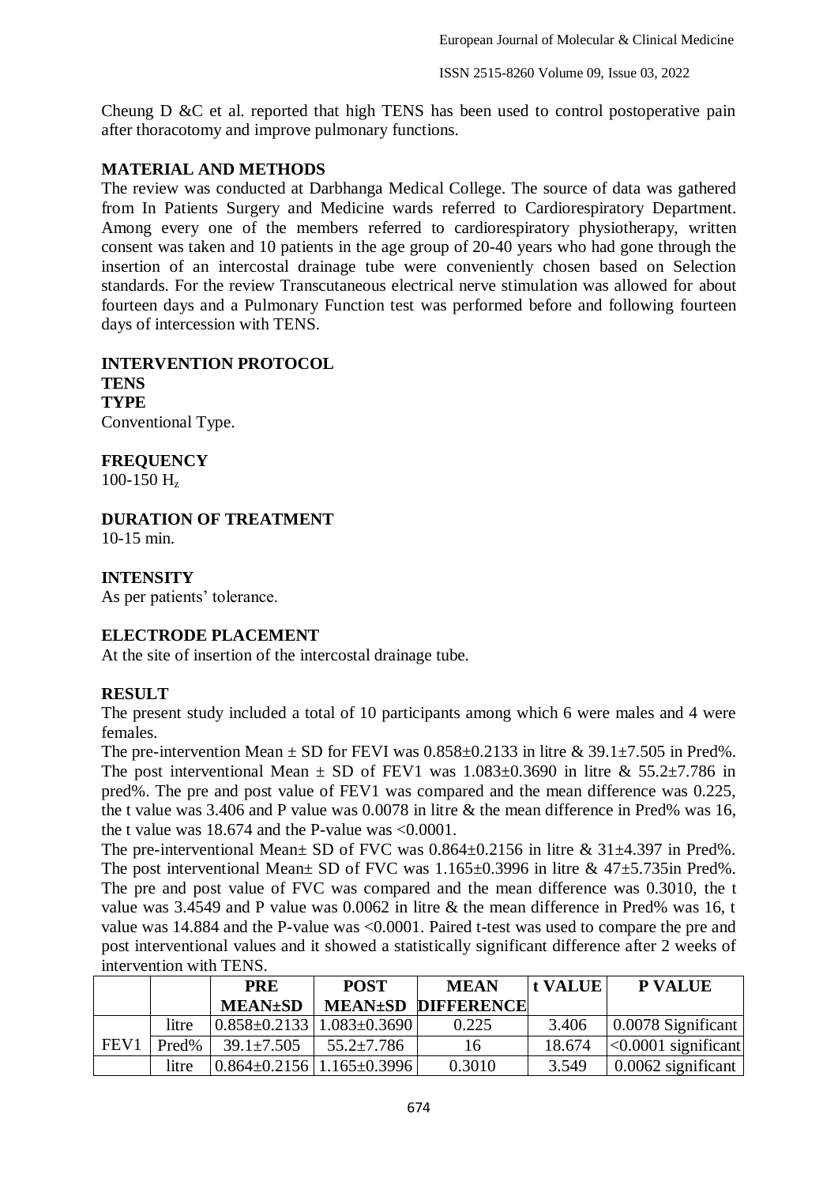Cheung D &C et al. reported that high TENS has been used to control postoperative pain after thoracotomy and improve pulmonary functions.

## MATERIAL AND METHODS

The review was conducted at Darbhanga Medical College. The source of data was gathered from In Patients Surgery and Medicine wards referred to Cardiorespiratory Department. Among every one of the members referred to cardiorespiratory physiotherapy, written consent was taken and 10 patients in the age group of 20-40 years who had gone through the insertion of an intercostal drainage tube were conveniently chosen based on Selection standards. For the review Transcutaneous electrical nerve stimulation was allowed for about fourteen days and a Pulmonary Function test was performed before and following fourteen days of intercession with TENS.

## INTERVENTION PROTOCOL

### TENS

### TYPE

Conventional Type.

### FREQUENCY

100-150 $H_z$

### DURATION OF TREATMENT

10-15 min.

### INTENSITY

As per patients' tolerance.

### ELECTRODE PLACEMENT

At the site of insertion of the intercostal drainage tube.

## RESULT

The present study included a total of 10 participants among which 6 were males and 4 were females.

The pre-intervention Mean ± SD for FEVI was 0.858±0.2133 in litre & 39.1±7.505 in Pred%. The post interventional Mean ± SD of FEV1 was 1.083±0.3690 in litre & 55.2±7.786 in pred%. The pre and post value of FEV1 was compared and the mean difference was 0.225, the t value was 3.406 and P value was 0.0078 in litre & the mean difference in Pred% was 16, the t value was 18.674 and the P-value was <0.0001.

The pre-interventional Mean± SD of FVC was 0.864±0.2156 in litre & 31±4.397 in Pred%. The post interventional Mean± SD of FVC was 1.165±0.3996 in litre & 47±5.735in Pred%. The pre and post value of FVC was compared and the mean difference was 0.3010, the t value was 3.4549 and P value was 0.0062 in litre & the mean difference in Pred% was 16, t value was 14.884 and the P-value was <0.0001. Paired t-test was used to compare the pre and post interventional values and it showed a statistically significant difference after 2 weeks of intervention with TENS.

| | | PRE MEAN±SD | POST MEAN±SD | MEAN DIFFERENCE | t VALUE | P VALUE |
|---|---|---|---|---|---|---|
| FEV1 | litre | 0.858±0.2133 | 1.083±0.3690 | 0.225 | 3.406 | 0.0078 Significant |
| | Pred% | 39.1±7.505 | 55.2±7.786 | 16 | 18.674 | <0.0001 significant |
| | litre | 0.864±0.2156 | 1.165±0.3996 | 0.3010 | 3.549 | 0.0062 significant |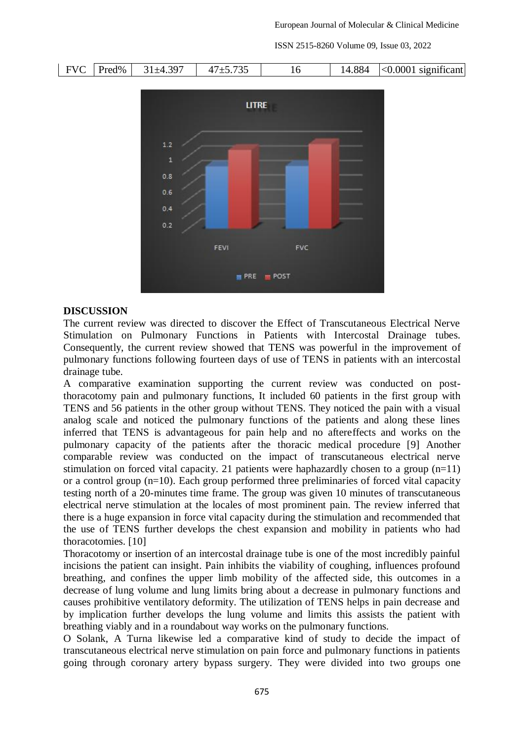| FVC | Pred% | 31±4.397 | 47±5.735 | 16 | 14.884 | <0.0001 significant |
|---|---|---|---|---|---|---|

## DISCUSSION

The current review was directed to discover the Effect of Transcutaneous Electrical Nerve Stimulation on Pulmonary Functions in Patients with Intercostal Drainage tubes. Consequently, the current review showed that TENS was powerful in the improvement of pulmonary functions following fourteen days of use of TENS in patients with an intercostal drainage tube.

A comparative examination supporting the current review was conducted on post-thoracotomy pain and pulmonary functions, It included 60 patients in the first group with TENS and 56 patients in the other group without TENS. They noticed the pain with a visual analog scale and noticed the pulmonary functions of the patients and along these lines inferred that TENS is advantageous for pain help and no aftereffects and works on the pulmonary capacity of the patients after the thoracic medical procedure [9] Another comparable review was conducted on the impact of transcutaneous electrical nerve stimulation on forced vital capacity. 21 patients were haphazardly chosen to a group (n=11) or a control group (n=10). Each group performed three preliminaries of forced vital capacity testing north of a 20-minutes time frame. The group was given 10 minutes of transcutaneous electrical nerve stimulation at the locales of most prominent pain. The review inferred that there is a huge expansion in force vital capacity during the stimulation and recommended that the use of TENS further develops the chest expansion and mobility in patients who had thoracotomies. [10]

Thoracotomy or insertion of an intercostal drainage tube is one of the most incredibly painful incisions the patient can insight. Pain inhibits the viability of coughing, influences profound breathing, and confines the upper limb mobility of the affected side, this outcomes in a decrease of lung volume and lung limits bring about a decrease in pulmonary functions and causes prohibitive ventilatory deformity. The utilization of TENS helps in pain decrease and by implication further develops the lung volume and limits this assists the patient with breathing viably and in a roundabout way works on the pulmonary functions.

O Solank, A Turna likewise led a comparative kind of study to decide the impact of transcutaneous electrical nerve stimulation on pain force and pulmonary functions in patients going through coronary artery bypass surgery. They were divided into two groups one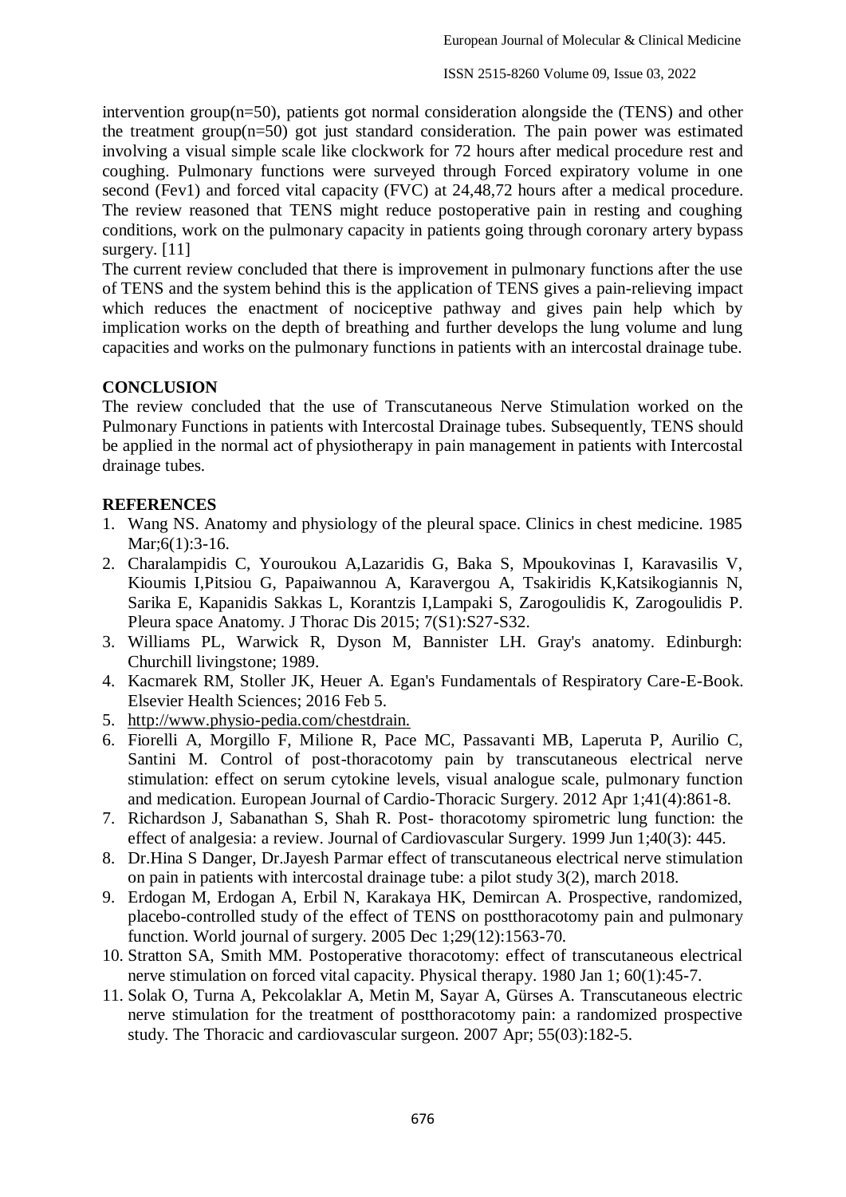intervention group(n=50), patients got normal consideration alongside the (TENS) and other the treatment group(n=50) got just standard consideration. The pain power was estimated involving a visual simple scale like clockwork for 72 hours after medical procedure rest and coughing. Pulmonary functions were surveyed through Forced expiratory volume in one second (Fev1) and forced vital capacity (FVC) at 24,48,72 hours after a medical procedure. The review reasoned that TENS might reduce postoperative pain in resting and coughing conditions, work on the pulmonary capacity in patients going through coronary artery bypass surgery. [11]

The current review concluded that there is improvement in pulmonary functions after the use of TENS and the system behind this is the application of TENS gives a pain-relieving impact which reduces the enactment of nociceptive pathway and gives pain help which by implication works on the depth of breathing and further develops the lung volume and lung capacities and works on the pulmonary functions in patients with an intercostal drainage tube.

## CONCLUSION

The review concluded that the use of Transcutaneous Nerve Stimulation worked on the Pulmonary Functions in patients with Intercostal Drainage tubes. Subsequently, TENS should be applied in the normal act of physiotherapy in pain management in patients with Intercostal drainage tubes.

## REFERENCES

1. Wang NS. Anatomy and physiology of the pleural space. Clinics in chest medicine. 1985 Mar;6(1):3-16.
2. Charalampidis C, Youroukou A,Lazaridis G, Baka S, Mpoukovinas I, Karavasilis V, Kioumis I,Pitsiou G, Papaiwannou A, Karavergou A, Tsakiridis K,Katsikogiannis N, Sarika E, Kapanidis Sakkas L, Korantzis I,Lampaki S, Zarogoulidis K, Zarogoulidis P. Pleura space Anatomy. J Thorac Dis 2015; 7(S1):S27-S32.
3. Williams PL, Warwick R, Dyson M, Bannister LH. Gray's anatomy. Edinburgh: Churchill livingstone; 1989.
4. Kacmarek RM, Stoller JK, Heuer A. Egan's Fundamentals of Respiratory Care-E-Book. Elsevier Health Sciences; 2016 Feb 5.
5. http://www.physio-pedia.com/chestdrain.
6. Fiorelli A, Morgillo F, Milione R, Pace MC, Passavanti MB, Laperuta P, Aurilio C, Santini M. Control of post-thoracotomy pain by transcutaneous electrical nerve stimulation: effect on serum cytokine levels, visual analogue scale, pulmonary function and medication. European Journal of Cardio-Thoracic Surgery. 2012 Apr 1;41(4):861-8.
7. Richardson J, Sabanathan S, Shah R. Post- thoracotomy spirometric lung function: the effect of analgesia: a review. Journal of Cardiovascular Surgery. 1999 Jun 1;40(3): 445.
8. Dr.Hina S Danger, Dr.Jayesh Parmar effect of transcutaneous electrical nerve stimulation on pain in patients with intercostal drainage tube: a pilot study 3(2), march 2018.
9. Erdogan M, Erdogan A, Erbil N, Karakaya HK, Demircan A. Prospective, randomized, placebo-controlled study of the effect of TENS on postthoracotomy pain and pulmonary function. World journal of surgery. 2005 Dec 1;29(12):1563-70.
10. Stratton SA, Smith MM. Postoperative thoracotomy: effect of transcutaneous electrical nerve stimulation on forced vital capacity. Physical therapy. 1980 Jan 1; 60(1):45-7.
11. Solak O, Turna A, Pekcolaklar A, Metin M, Sayar A, Gürses A. Transcutaneous electric nerve stimulation for the treatment of postthoracotomy pain: a randomized prospective study. The Thoracic and cardiovascular surgeon. 2007 Apr; 55(03):182-5.